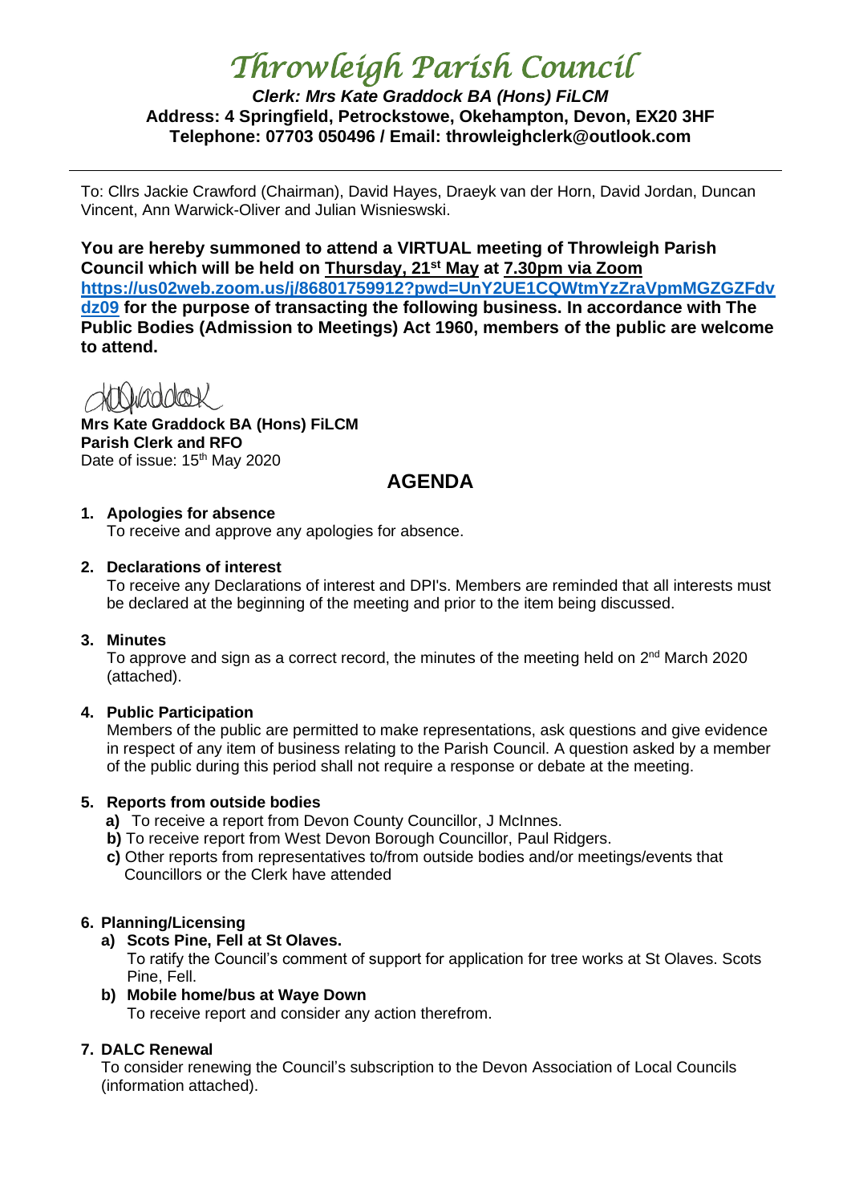# *Throwleigh Parish Council*

***Clerk: Mrs Kate Graddock BA (Hons) FiLCM***
**Address: 4 Springfield, Petrockstowe, Okehampton, Devon, EX20 3HF**
**Telephone: 07703 050496 / Email: throwleighclerk@outlook.com**

---

To: Cllrs Jackie Crawford (Chairman), David Hayes, Draeyk van der Horn, David Jordan, Duncan Vincent, Ann Warwick-Oliver and Julian Wisnieswski.

**You are hereby summoned to attend a VIRTUAL meeting of Throwleigh Parish Council which will be held on Thursday, 21st May at 7.30pm via Zoom https://us02web.zoom.us/j/86801759912?pwd=UnY2UE1CQWtmYzZraVpmMGZGZFdvdz09 for the purpose of transacting the following business. In accordance with The Public Bodies (Admission to Meetings) Act 1960, members of the public are welcome to attend.**

**Mrs Kate Graddock BA (Hons) FiLCM**
**Parish Clerk and RFO**
Date of issue: 15th May 2020

## AGENDA

1. **Apologies for absence**
   To receive and approve any apologies for absence.

2. **Declarations of interest**
   To receive any Declarations of interest and DPI's. Members are reminded that all interests must be declared at the beginning of the meeting and prior to the item being discussed.

3. **Minutes**
   To approve and sign as a correct record, the minutes of the meeting held on 2nd March 2020 (attached).

4. **Public Participation**
   Members of the public are permitted to make representations, ask questions and give evidence in respect of any item of business relating to the Parish Council. A question asked by a member of the public during this period shall not require a response or debate at the meeting.

5. **Reports from outside bodies**
   **a)** To receive a report from Devon County Councillor, J McInnes.
   **b)** To receive report from West Devon Borough Councillor, Paul Ridgers.
   **c)** Other reports from representatives to/from outside bodies and/or meetings/events that Councillors or the Clerk have attended

6. **Planning/Licensing**
   **a) Scots Pine, Fell at St Olaves.**
   To ratify the Council's comment of support for application for tree works at St Olaves. Scots Pine, Fell.
   **b) Mobile home/bus at Waye Down**
   To receive report and consider any action therefrom.

7. **DALC Renewal**
   To consider renewing the Council's subscription to the Devon Association of Local Councils (information attached).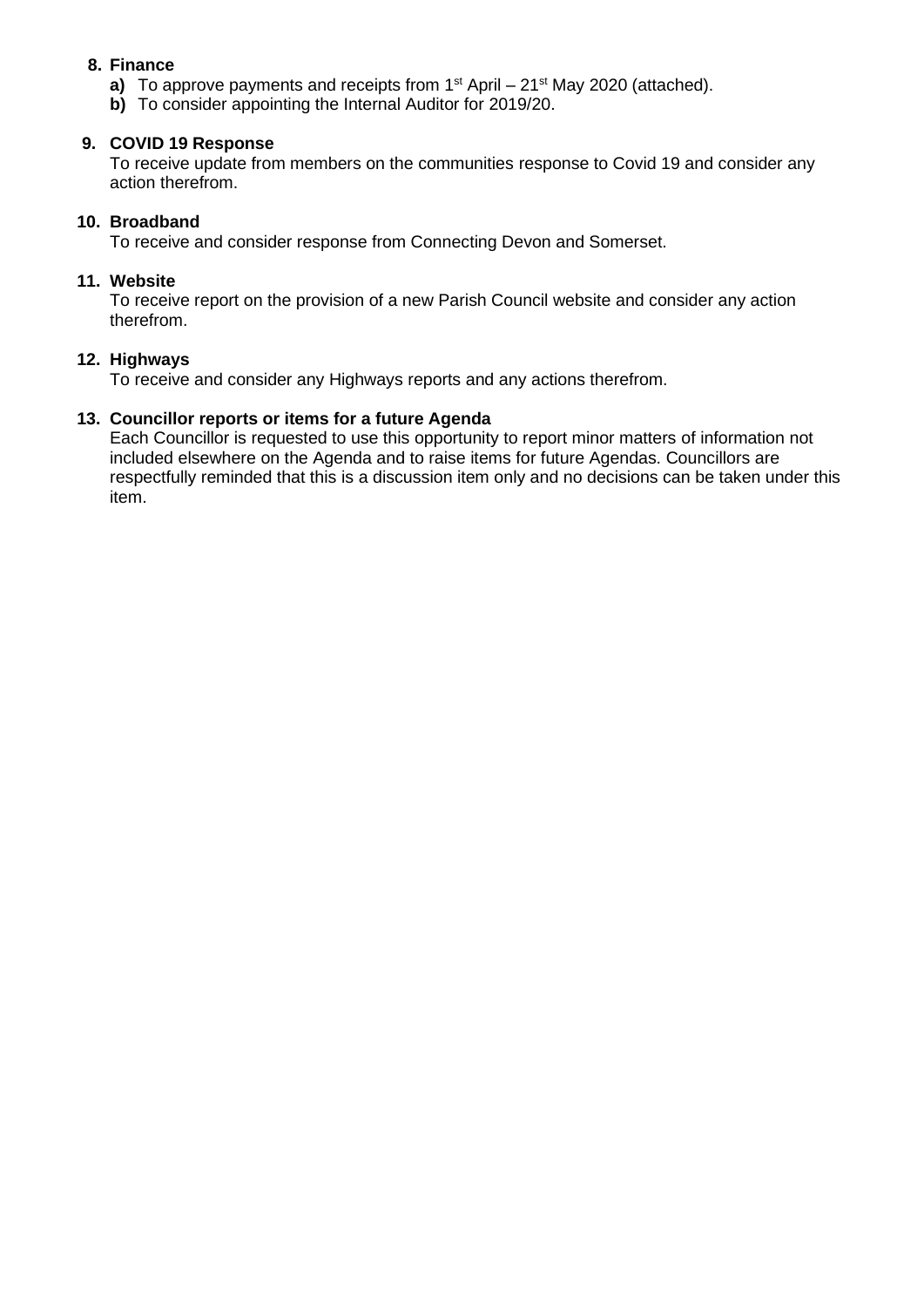**8. Finance**

- **a)** To approve payments and receipts from 1st April – 21st May 2020 (attached).
- **b)** To consider appointing the Internal Auditor for 2019/20.

**9. COVID 19 Response**

To receive update from members on the communities response to Covid 19 and consider any action therefrom.

**10. Broadband**

To receive and consider response from Connecting Devon and Somerset.

**11. Website**

To receive report on the provision of a new Parish Council website and consider any action therefrom.

**12. Highways**

To receive and consider any Highways reports and any actions therefrom.

**13. Councillor reports or items for a future Agenda**

Each Councillor is requested to use this opportunity to report minor matters of information not included elsewhere on the Agenda and to raise items for future Agendas. Councillors are respectfully reminded that this is a discussion item only and no decisions can be taken under this item.